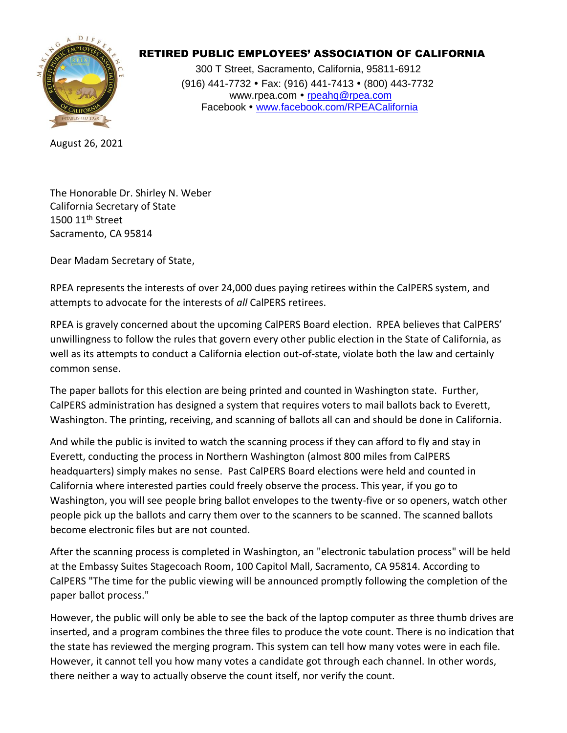# RETIRED PUBLIC EMPLOYEES' ASSOCIATION OF CALIFORNIA

300 T Street, Sacramento, California, 95811-6912
(916) 441-7732 • Fax: (916) 441-7413 • (800) 443-7732
www.rpea.com • rpeahq@rpea.com
Facebook • www.facebook.com/RPEACalifornia

August 26, 2021

The Honorable Dr. Shirley N. Weber
California Secretary of State
1500 11th Street
Sacramento, CA 95814

Dear Madam Secretary of State,

RPEA represents the interests of over 24,000 dues paying retirees within the CalPERS system, and attempts to advocate for the interests of *all* CalPERS retirees.

RPEA is gravely concerned about the upcoming CalPERS Board election. RPEA believes that CalPERS' unwillingness to follow the rules that govern every other public election in the State of California, as well as its attempts to conduct a California election out-of-state, violate both the law and certainly common sense.

The paper ballots for this election are being printed and counted in Washington state. Further, CalPERS administration has designed a system that requires voters to mail ballots back to Everett, Washington. The printing, receiving, and scanning of ballots all can and should be done in California.

And while the public is invited to watch the scanning process if they can afford to fly and stay in Everett, conducting the process in Northern Washington (almost 800 miles from CalPERS headquarters) simply makes no sense. Past CalPERS Board elections were held and counted in California where interested parties could freely observe the process. This year, if you go to Washington, you will see people bring ballot envelopes to the twenty-five or so openers, watch other people pick up the ballots and carry them over to the scanners to be scanned. The scanned ballots become electronic files but are not counted.

After the scanning process is completed in Washington, an "electronic tabulation process" will be held at the Embassy Suites Stagecoach Room, 100 Capitol Mall, Sacramento, CA 95814. According to CalPERS "The time for the public viewing will be announced promptly following the completion of the paper ballot process."

However, the public will only be able to see the back of the laptop computer as three thumb drives are inserted, and a program combines the three files to produce the vote count. There is no indication that the state has reviewed the merging program. This system can tell how many votes were in each file. However, it cannot tell you how many votes a candidate got through each channel. In other words, there neither a way to actually observe the count itself, nor verify the count.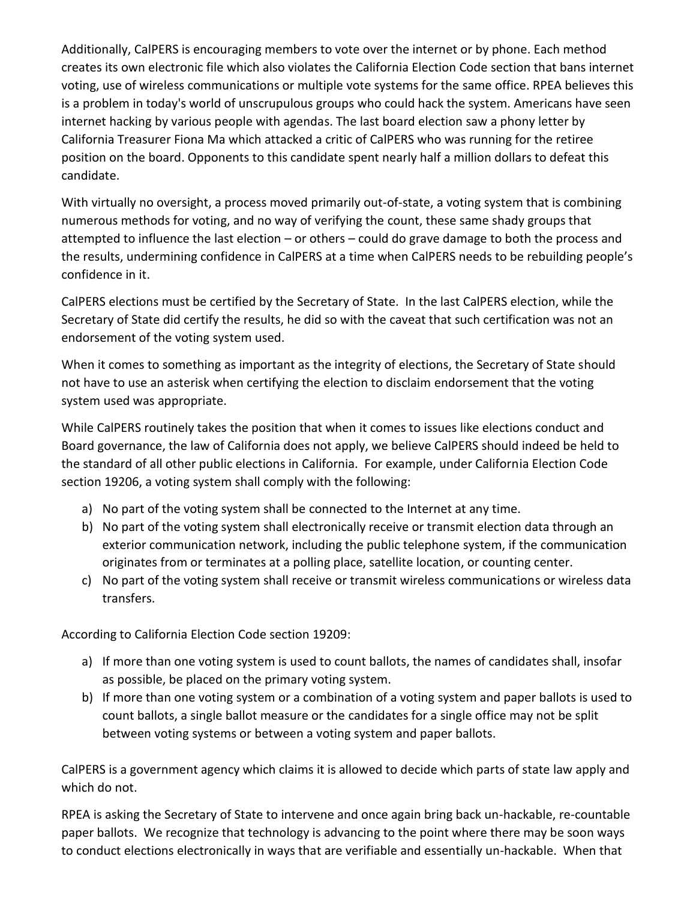Additionally, CalPERS is encouraging members to vote over the internet or by phone. Each method creates its own electronic file which also violates the California Election Code section that bans internet voting, use of wireless communications or multiple vote systems for the same office. RPEA believes this is a problem in today's world of unscrupulous groups who could hack the system. Americans have seen internet hacking by various people with agendas. The last board election saw a phony letter by California Treasurer Fiona Ma which attacked a critic of CalPERS who was running for the retiree position on the board. Opponents to this candidate spent nearly half a million dollars to defeat this candidate.

With virtually no oversight, a process moved primarily out-of-state, a voting system that is combining numerous methods for voting, and no way of verifying the count, these same shady groups that attempted to influence the last election – or others – could do grave damage to both the process and the results, undermining confidence in CalPERS at a time when CalPERS needs to be rebuilding people's confidence in it.

CalPERS elections must be certified by the Secretary of State. In the last CalPERS election, while the Secretary of State did certify the results, he did so with the caveat that such certification was not an endorsement of the voting system used.

When it comes to something as important as the integrity of elections, the Secretary of State should not have to use an asterisk when certifying the election to disclaim endorsement that the voting system used was appropriate.

While CalPERS routinely takes the position that when it comes to issues like elections conduct and Board governance, the law of California does not apply, we believe CalPERS should indeed be held to the standard of all other public elections in California. For example, under California Election Code section 19206, a voting system shall comply with the following:

a) No part of the voting system shall be connected to the Internet at any time.
b) No part of the voting system shall electronically receive or transmit election data through an exterior communication network, including the public telephone system, if the communication originates from or terminates at a polling place, satellite location, or counting center.
c) No part of the voting system shall receive or transmit wireless communications or wireless data transfers.

According to California Election Code section 19209:

a) If more than one voting system is used to count ballots, the names of candidates shall, insofar as possible, be placed on the primary voting system.
b) If more than one voting system or a combination of a voting system and paper ballots is used to count ballots, a single ballot measure or the candidates for a single office may not be split between voting systems or between a voting system and paper ballots.

CalPERS is a government agency which claims it is allowed to decide which parts of state law apply and which do not.

RPEA is asking the Secretary of State to intervene and once again bring back un-hackable, re-countable paper ballots. We recognize that technology is advancing to the point where there may be soon ways to conduct elections electronically in ways that are verifiable and essentially un-hackable. When that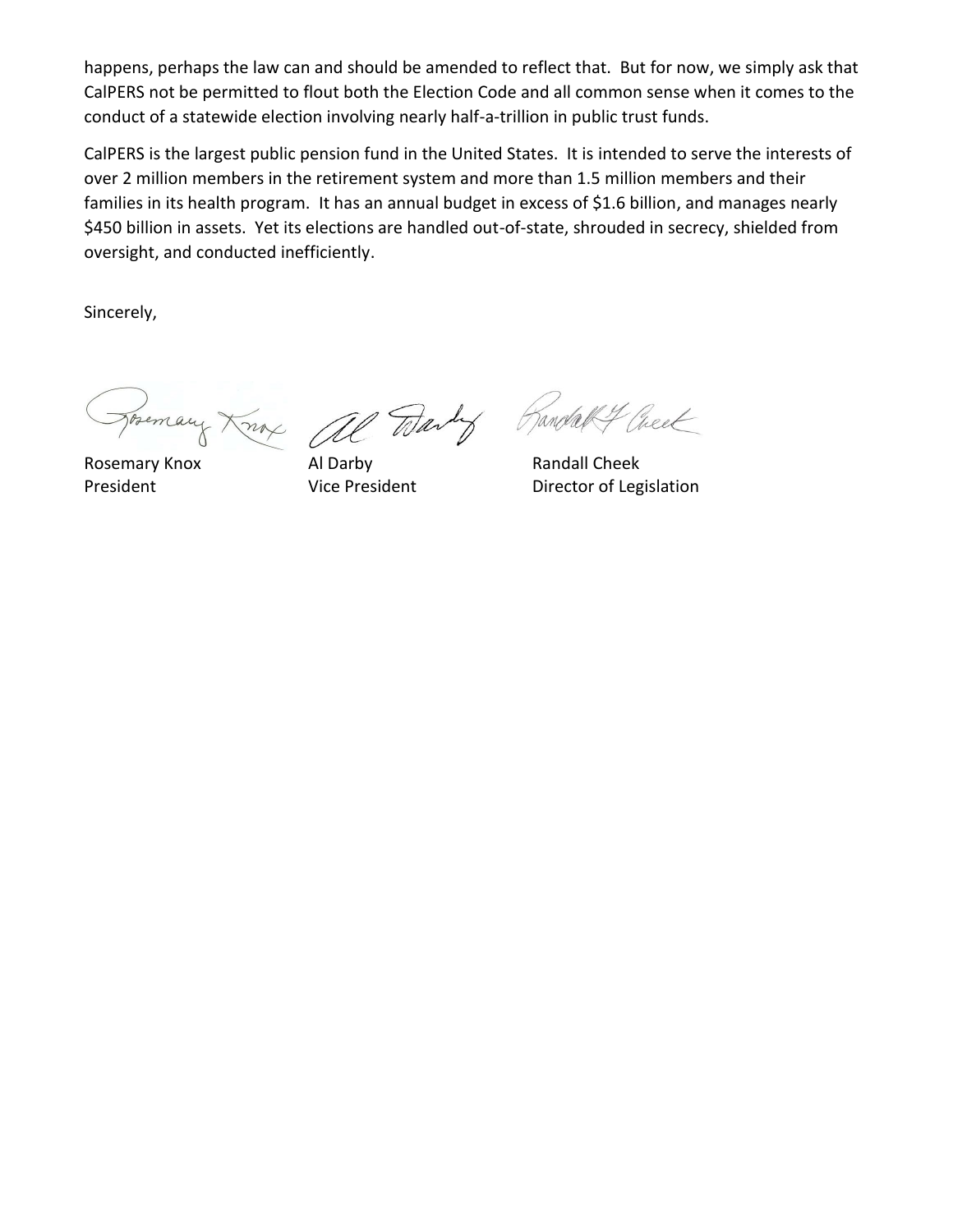happens, perhaps the law can and should be amended to reflect that. But for now, we simply ask that CalPERS not be permitted to flout both the Election Code and all common sense when it comes to the conduct of a statewide election involving nearly half-a-trillion in public trust funds.

CalPERS is the largest public pension fund in the United States. It is intended to serve the interests of over 2 million members in the retirement system and more than 1.5 million members and their families in its health program. It has an annual budget in excess of $1.6 billion, and manages nearly $450 billion in assets. Yet its elections are handled out-of-state, shrouded in secrecy, shielded from oversight, and conducted inefficiently.

Sincerely,

| | | |
|---|---|---|
| Rosemary Knox | Al Darby | Randall Cheek |
| President | Vice President | Director of Legislation |